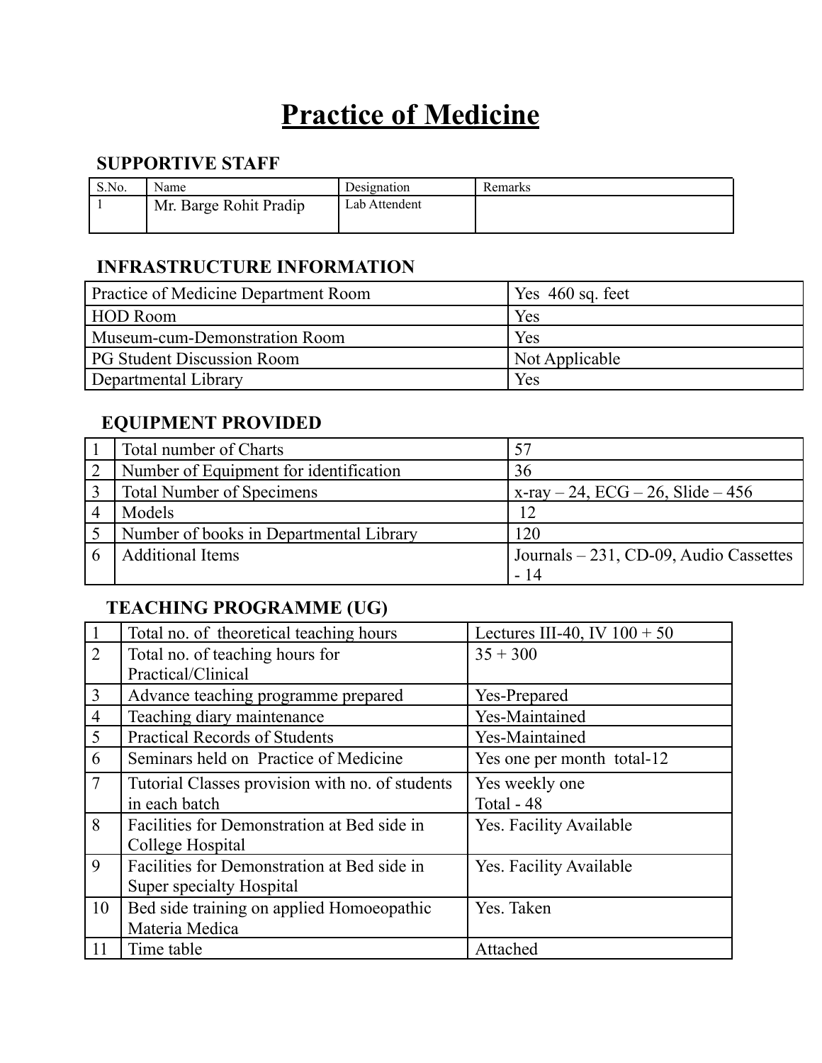# Practice of Medicine

## SUPPORTIVE STAFF

| S.No. | Name | Designation | Remarks |
|---|---|---|---|
| 1 | Mr. Barge Rohit Pradip | Lab Attendent | |

## INFRASTRUCTURE INFORMATION

| | |
|---|---|
| Practice of Medicine Department Room | Yes 460 sq. feet |
| HOD Room | Yes |
| Museum-cum-Demonstration Room | Yes |
| PG Student Discussion Room | Not Applicable |
| Departmental Library | Yes |

## EQUIPMENT PROVIDED

| | | |
|---|---|---|
| 1 | Total number of Charts | 57 |
| 2 | Number of Equipment for identification | 36 |
| 3 | Total Number of Specimens | x-ray – 24, ECG – 26, Slide – 456 |
| 4 | Models | 12 |
| 5 | Number of books in Departmental Library | 120 |
| 6 | Additional Items | Journals – 231, CD-09, Audio Cassettes - 14 |

## TEACHING PROGRAMME (UG)

| | | |
|---|---|---|
| 1 | Total no. of theoretical teaching hours | Lectures III-40, IV 100 + 50 |
| 2 | Total no. of teaching hours for Practical/Clinical | 35 + 300 |
| 3 | Advance teaching programme prepared | Yes-Prepared |
| 4 | Teaching diary maintenance | Yes-Maintained |
| 5 | Practical Records of Students | Yes-Maintained |
| 6 | Seminars held on Practice of Medicine | Yes one per month total-12 |
| 7 | Tutorial Classes provision with no. of students in each batch | Yes weekly one<br>Total - 48 |
| 8 | Facilities for Demonstration at Bed side in College Hospital | Yes. Facility Available |
| 9 | Facilities for Demonstration at Bed side in Super specialty Hospital | Yes. Facility Available |
| 10 | Bed side training on applied Homoeopathic Materia Medica | Yes. Taken |
| 11 | Time table | Attached |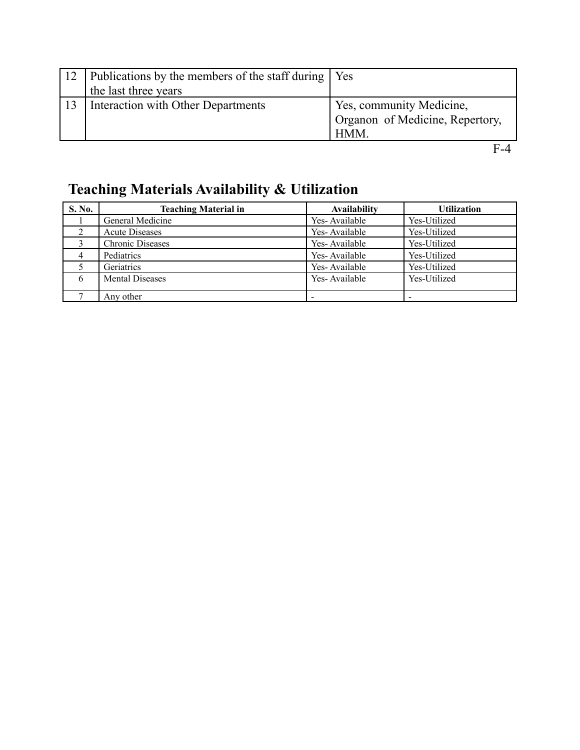| | | |
|---|---|---|
| 12 | Publications by the members of the staff during the last three years | Yes |
| 13 | Interaction with Other Departments | Yes, community Medicine, Organon of Medicine, Repertory, HMM. |

F-4

## Teaching Materials Availability & Utilization

| S. No. | Teaching Material in | Availability | Utilization |
|---|---|---|---|
| 1 | General Medicine | Yes- Available | Yes-Utilized |
| 2 | Acute Diseases | Yes- Available | Yes-Utilized |
| 3 | Chronic Diseases | Yes- Available | Yes-Utilized |
| 4 | Pediatrics | Yes- Available | Yes-Utilized |
| 5 | Geriatrics | Yes- Available | Yes-Utilized |
| 6 | Mental Diseases | Yes- Available | Yes-Utilized |
| 7 | Any other | - | - |